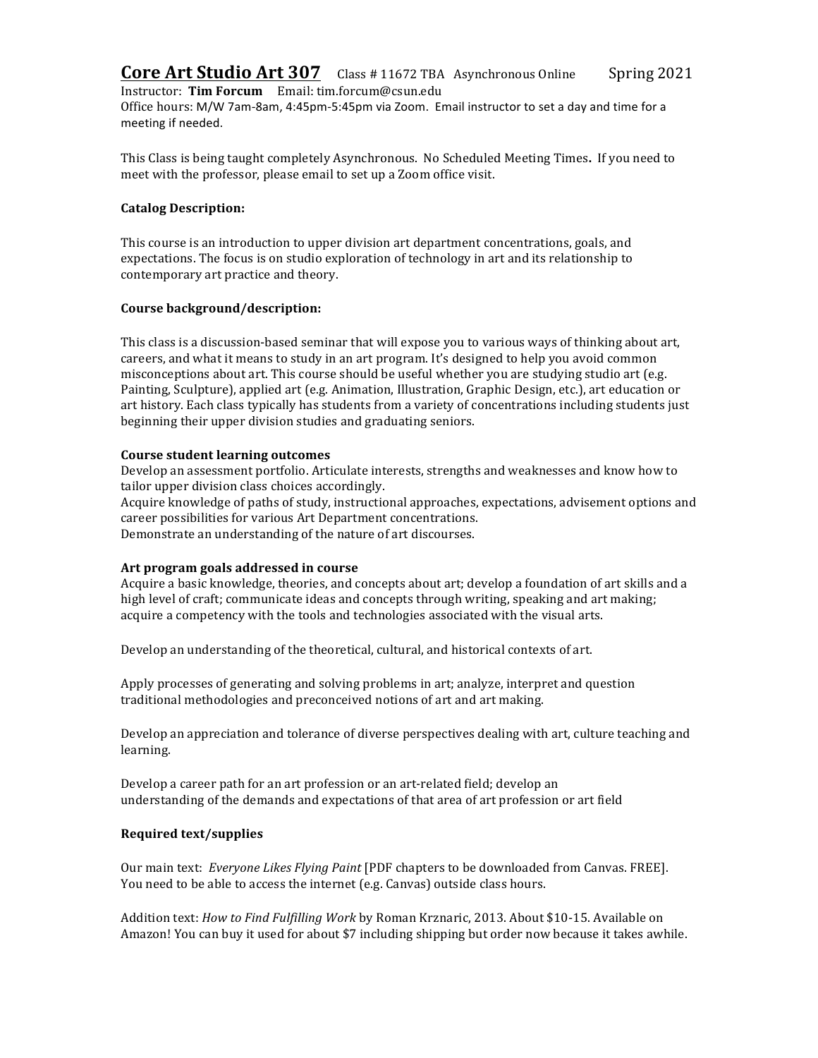# Core Art Studio Art 307 Class # 11672 TBA Asynchronous Online Spring 2021

Instructor: **Tim Forcum** Email: tim.forcum@csun.edu
Office hours: M/W 7am-8am, 4:45pm-5:45pm via Zoom. Email instructor to set a day and time for a meeting if needed.

This Class is being taught completely Asynchronous. No Scheduled Meeting Times**.** If you need to meet with the professor, please email to set up a Zoom office visit.

**Catalog Description:**

This course is an introduction to upper division art department concentrations, goals, and expectations. The focus is on studio exploration of technology in art and its relationship to contemporary art practice and theory.

**Course background/description:**

This class is a discussion-based seminar that will expose you to various ways of thinking about art, careers, and what it means to study in an art program. It's designed to help you avoid common misconceptions about art. This course should be useful whether you are studying studio art (e.g. Painting, Sculpture), applied art (e.g. Animation, Illustration, Graphic Design, etc.), art education or art history. Each class typically has students from a variety of concentrations including students just beginning their upper division studies and graduating seniors.

**Course student learning outcomes**

Develop an assessment portfolio. Articulate interests, strengths and weaknesses and know how to tailor upper division class choices accordingly.
Acquire knowledge of paths of study, instructional approaches, expectations, advisement options and career possibilities for various Art Department concentrations.
Demonstrate an understanding of the nature of art discourses.

**Art program goals addressed in course**

Acquire a basic knowledge, theories, and concepts about art; develop a foundation of art skills and a high level of craft; communicate ideas and concepts through writing, speaking and art making; acquire a competency with the tools and technologies associated with the visual arts.

Develop an understanding of the theoretical, cultural, and historical contexts of art.

Apply processes of generating and solving problems in art; analyze, interpret and question traditional methodologies and preconceived notions of art and art making.

Develop an appreciation and tolerance of diverse perspectives dealing with art, culture teaching and learning.

Develop a career path for an art profession or an art-related field; develop an understanding of the demands and expectations of that area of art profession or art field

**Required text/supplies**

Our main text: *Everyone Likes Flying Paint* [PDF chapters to be downloaded from Canvas. FREE]. You need to be able to access the internet (e.g. Canvas) outside class hours.

Addition text: *How to Find Fulfilling Work* by Roman Krznaric, 2013. About $10-15. Available on Amazon! You can buy it used for about $7 including shipping but order now because it takes awhile.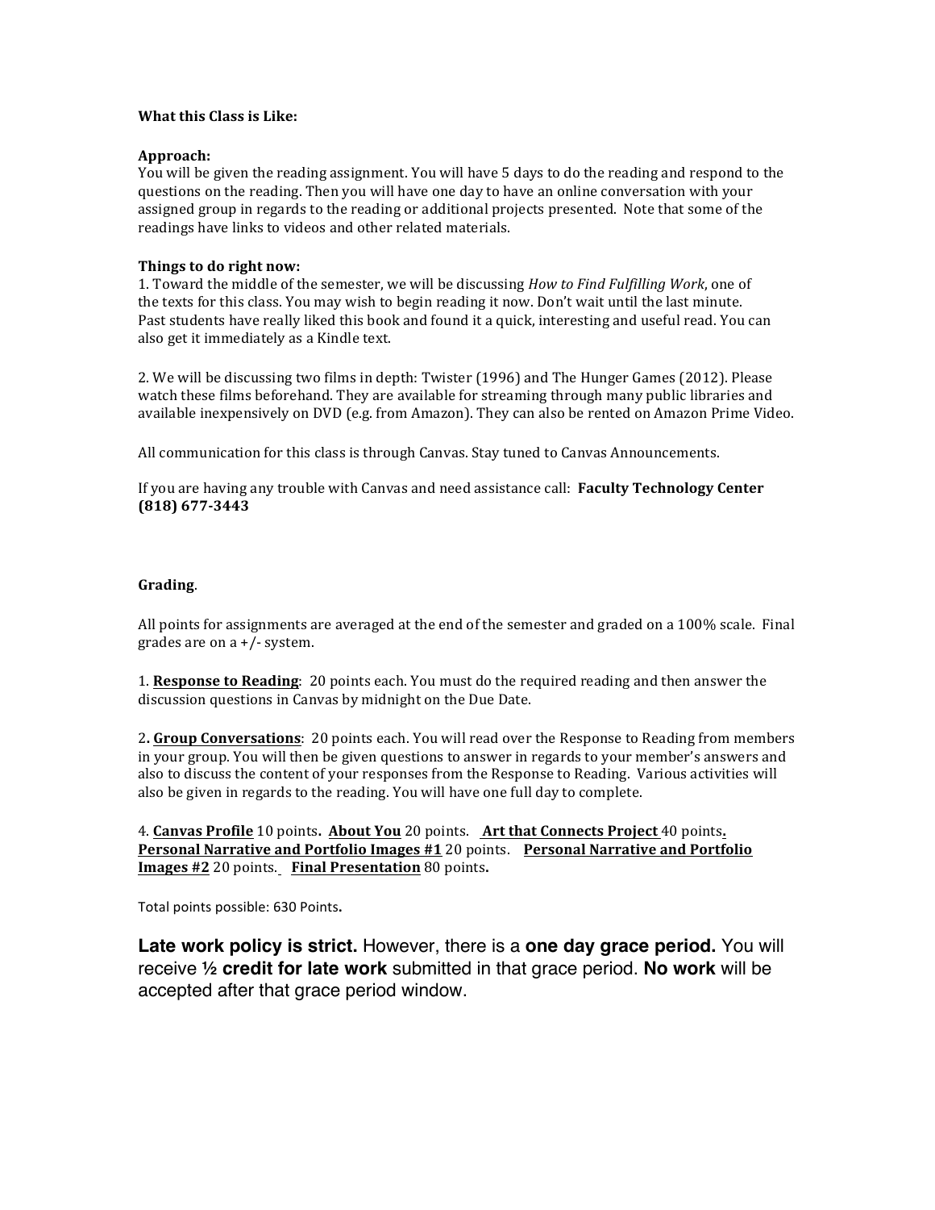**What this Class is Like:**

**Approach:**
You will be given the reading assignment. You will have 5 days to do the reading and respond to the questions on the reading. Then you will have one day to have an online conversation with your assigned group in regards to the reading or additional projects presented. Note that some of the readings have links to videos and other related materials.

**Things to do right now:**
1. Toward the middle of the semester, we will be discussing *How to Find Fulfilling Work*, one of the texts for this class. You may wish to begin reading it now. Don't wait until the last minute. Past students have really liked this book and found it a quick, interesting and useful read. You can also get it immediately as a Kindle text.

2. We will be discussing two films in depth: Twister (1996) and The Hunger Games (2012). Please watch these films beforehand. They are available for streaming through many public libraries and available inexpensively on DVD (e.g. from Amazon). They can also be rented on Amazon Prime Video.

All communication for this class is through Canvas. Stay tuned to Canvas Announcements.

If you are having any trouble with Canvas and need assistance call: **Faculty Technology Center (818) 677-3443**

**Grading**.

All points for assignments are averaged at the end of the semester and graded on a 100% scale. Final grades are on a +/- system.

1. **Response to Reading**: 20 points each. You must do the required reading and then answer the discussion questions in Canvas by midnight on the Due Date.

2. **Group Conversations**: 20 points each. You will read over the Response to Reading from members in your group. You will then be given questions to answer in regards to your member's answers and also to discuss the content of your responses from the Response to Reading. Various activities will also be given in regards to the reading. You will have one full day to complete.

4. **Canvas Profile** 10 points. **About You** 20 points. **Art that Connects Project** 40 points. **Personal Narrative and Portfolio Images #1** 20 points. **Personal Narrative and Portfolio Images #2** 20 points. **Final Presentation** 80 points.

Total points possible: 630 Points.

**Late work policy is strict.** However, there is a **one day grace period.** You will receive **½ credit for late work** submitted in that grace period. **No work** will be accepted after that grace period window.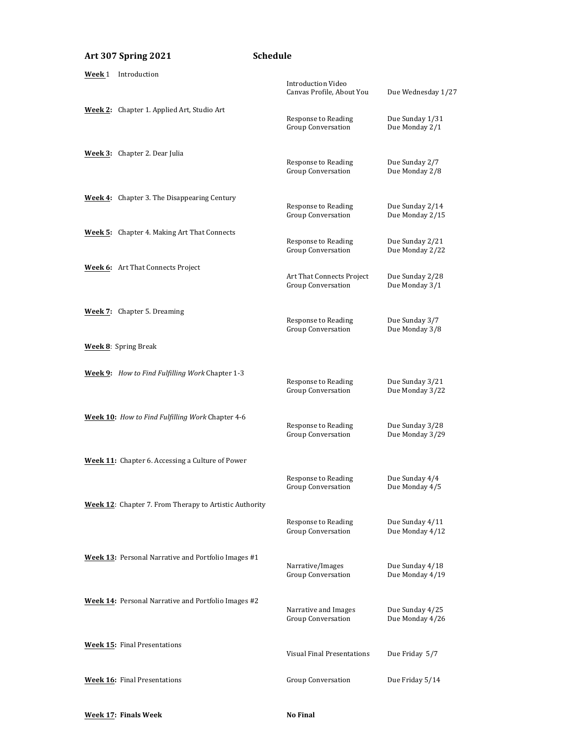**Art 307 Spring 2021** **Schedule**

| | | |
|---|---|---|
| **Week** 1 Introduction | Introduction Video<br>Canvas Profile, About You | Due Wednesday 1/27 |
| **Week 2:** Chapter 1. Applied Art, Studio Art | Response to Reading<br>Group Conversation | Due Sunday 1/31<br>Due Monday 2/1 |
| **Week 3:** Chapter 2. Dear Julia | Response to Reading<br>Group Conversation | Due Sunday 2/7<br>Due Monday 2/8 |
| **Week 4:** Chapter 3. The Disappearing Century | Response to Reading<br>Group Conversation | Due Sunday 2/14<br>Due Monday 2/15 |
| **Week 5:** Chapter 4. Making Art That Connects | Response to Reading<br>Group Conversation | Due Sunday 2/21<br>Due Monday 2/22 |
| **Week 6:** Art That Connects Project | Art That Connects Project<br>Group Conversation | Due Sunday 2/28<br>Due Monday 3/1 |
| **Week 7:** Chapter 5. Dreaming | Response to Reading<br>Group Conversation | Due Sunday 3/7<br>Due Monday 3/8 |
| **Week 8**: Spring Break | | |
| **Week 9:** *How to Find Fulfilling Work* Chapter 1-3 | Response to Reading<br>Group Conversation | Due Sunday 3/21<br>Due Monday 3/22 |
| **Week 10:** *How to Find Fulfilling Work* Chapter 4-6 | Response to Reading<br>Group Conversation | Due Sunday 3/28<br>Due Monday 3/29 |
| **Week 11:** Chapter 6. Accessing a Culture of Power | Response to Reading<br>Group Conversation | Due Sunday 4/4<br>Due Monday 4/5 |
| **Week 12**: Chapter 7. From Therapy to Artistic Authority | Response to Reading<br>Group Conversation | Due Sunday 4/11<br>Due Monday 4/12 |
| **Week 13:** Personal Narrative and Portfolio Images #1 | Narrative/Images<br>Group Conversation | Due Sunday 4/18<br>Due Monday 4/19 |
| **Week 14:** Personal Narrative and Portfolio Images #2 | Narrative and Images<br>Group Conversation | Due Sunday 4/25<br>Due Monday 4/26 |
| **Week 15:** Final Presentations | Visual Final Presentations | Due Friday 5/7 |
| **Week 16:** Final Presentations | Group Conversation | Due Friday 5/14 |
| **Week 17: Finals Week** | **No Final** | |